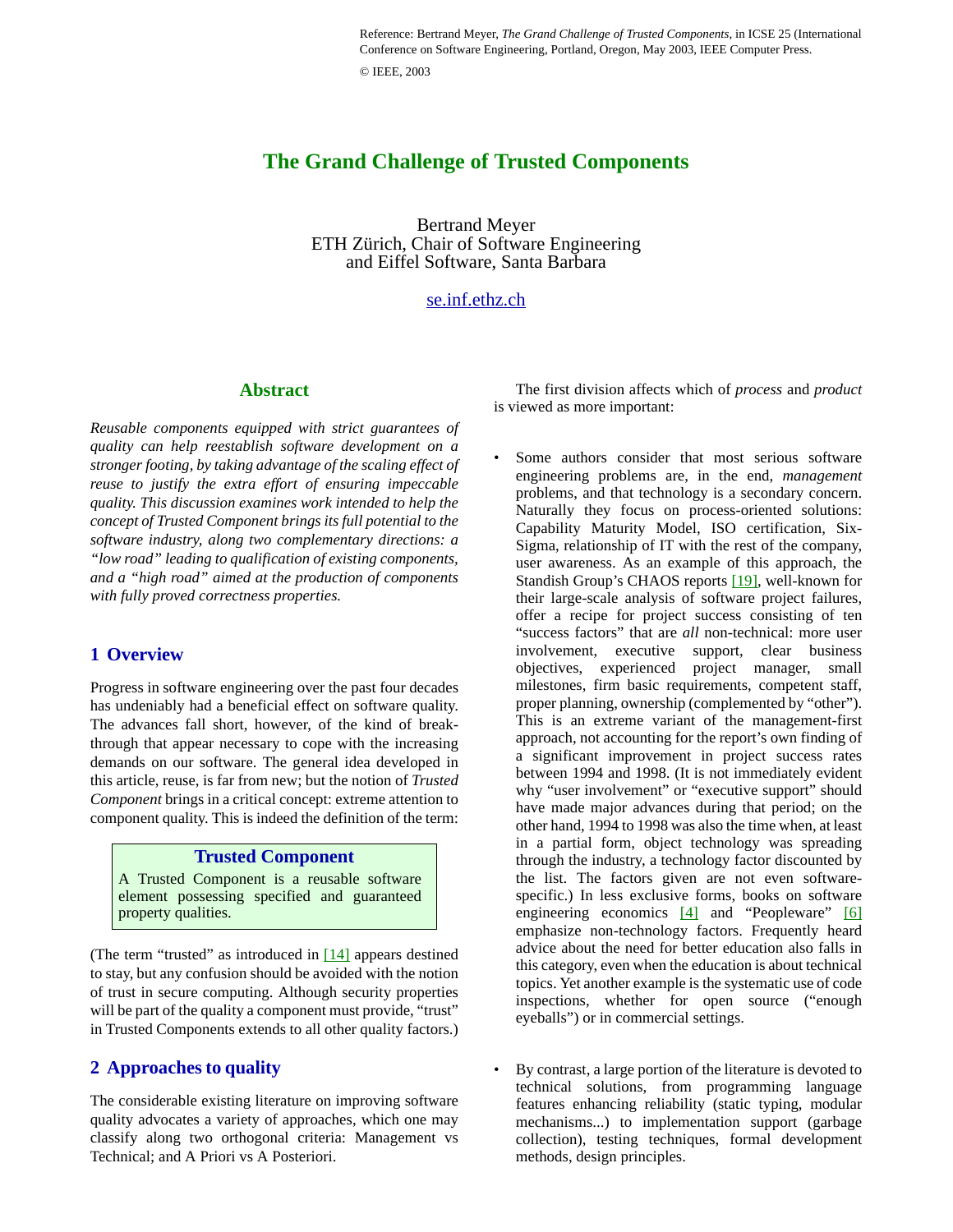Reference: Bertrand Meyer, *The Grand Challenge of Trusted Components*, in ICSE 25 (International Conference on Software Engineering, Portland, Oregon, May 2003, IEEE Computer Press.

© IEEE, 2003

# The Grand Challenge of Trusted Components

Bertrand Meyer
ETH Zürich, Chair of Software Engineering
and Eiffel Software, Santa Barbara

se.inf.ethz.ch

## Abstract

*Reusable components equipped with strict guarantees of quality can help reestablish software development on a stronger footing, by taking advantage of the scaling effect of reuse to justify the extra effort of ensuring impeccable quality. This discussion examines work intended to help the concept of Trusted Component brings its full potential to the software industry, along two complementary directions: a "low road" leading to qualification of existing components, and a "high road" aimed at the production of components with fully proved correctness properties.*

## 1 Overview

Progress in software engineering over the past four decades has undeniably had a beneficial effect on software quality. The advances fall short, however, of the kind of breakthrough that appear necessary to cope with the increasing demands on our software. The general idea developed in this article, reuse, is far from new; but the notion of *Trusted Component* brings in a critical concept: extreme attention to component quality. This is indeed the definition of the term:

> **Trusted Component**
>
> A Trusted Component is a reusable software element possessing specified and guaranteed property qualities.

(The term "trusted" as introduced in [14] appears destined to stay, but any confusion should be avoided with the notion of trust in secure computing. Although security properties will be part of the quality a component must provide, "trust" in Trusted Components extends to all other quality factors.)

## 2 Approaches to quality

The considerable existing literature on improving software quality advocates a variety of approaches, which one may classify along two orthogonal criteria: Management vs Technical; and A Priori vs A Posteriori.

The first division affects which of *process* and *product* is viewed as more important:

- Some authors consider that most serious software engineering problems are, in the end, *management* problems, and that technology is a secondary concern. Naturally they focus on process-oriented solutions: Capability Maturity Model, ISO certification, Six-Sigma, relationship of IT with the rest of the company, user awareness. As an example of this approach, the Standish Group's CHAOS reports [19], well-known for their large-scale analysis of software project failures, offer a recipe for project success consisting of ten "success factors" that are *all* non-technical: more user involvement, executive support, clear business objectives, experienced project manager, small milestones, firm basic requirements, competent staff, proper planning, ownership (complemented by "other"). This is an extreme variant of the management-first approach, not accounting for the report's own finding of a significant improvement in project success rates between 1994 and 1998. (It is not immediately evident why "user involvement" or "executive support" should have made major advances during that period; on the other hand, 1994 to 1998 was also the time when, at least in a partial form, object technology was spreading through the industry, a technology factor discounted by the list. The factors given are not even software-specific.) In less exclusive forms, books on software engineering economics [4] and "Peopleware" [6] emphasize non-technology factors. Frequently heard advice about the need for better education also falls in this category, even when the education is about technical topics. Yet another example is the systematic use of code inspections, whether for open source ("enough eyeballs") or in commercial settings.

- By contrast, a large portion of the literature is devoted to technical solutions, from programming language features enhancing reliability (static typing, modular mechanisms...) to implementation support (garbage collection), testing techniques, formal development methods, design principles.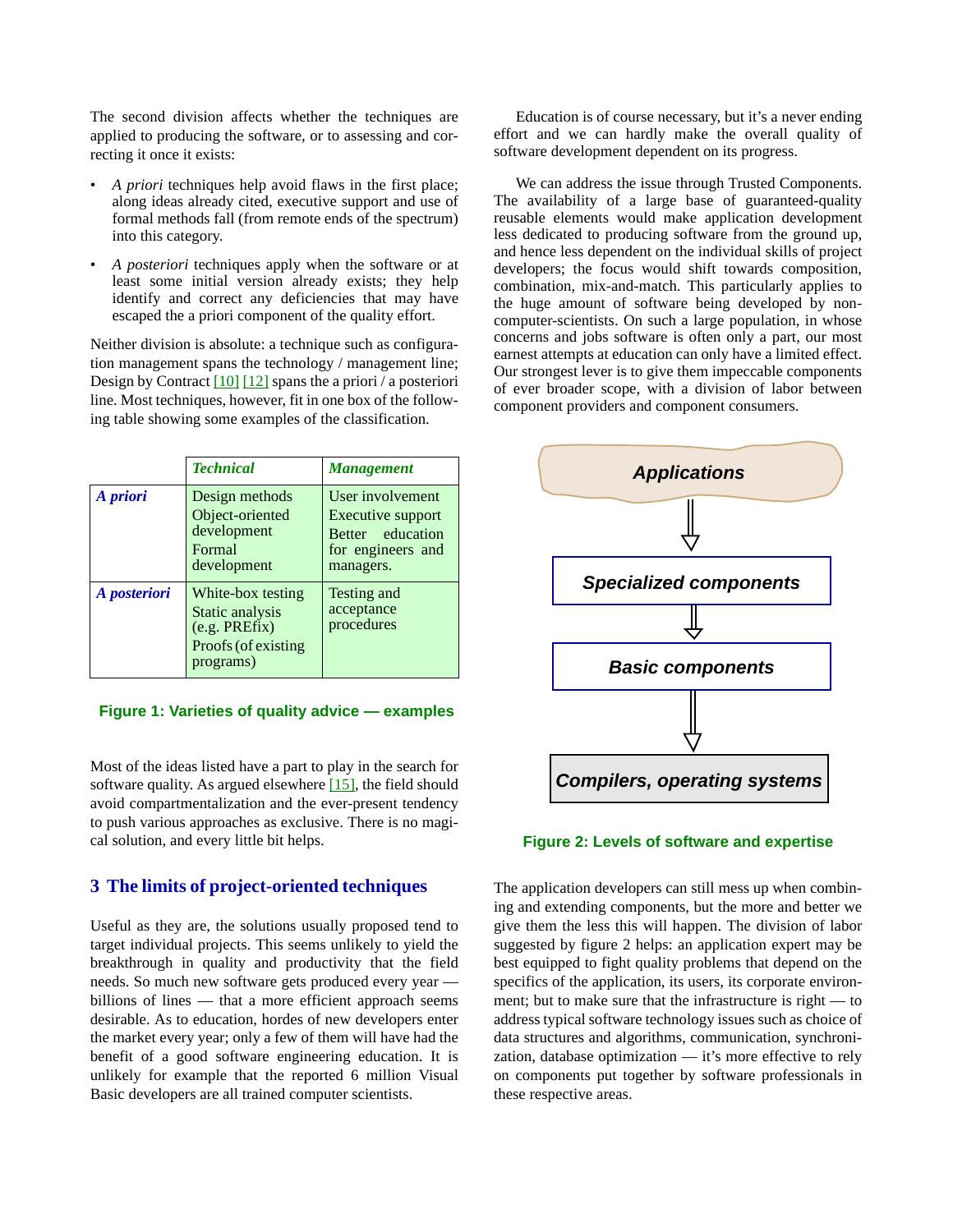The second division affects whether the techniques are applied to producing the software, or to assessing and correcting it once it exists:

- *A priori* techniques help avoid flaws in the first place; along ideas already cited, executive support and use of formal methods fall (from remote ends of the spectrum) into this category.
- *A posteriori* techniques apply when the software or at least some initial version already exists; they help identify and correct any deficiencies that may have escaped the a priori component of the quality effort.

Neither division is absolute: a technique such as configuration management spans the technology / management line; Design by Contract [10] [12] spans the a priori / a posteriori line. Most techniques, however, fit in one box of the following table showing some examples of the classification.

| | ***Technical*** | ***Management*** |
|---|---|---|
| ***A priori*** | Design methods<br>Object-oriented development<br>Formal development | User involvement<br>Executive support<br>Better education for engineers and managers. |
| ***A posteriori*** | White-box testing<br>Static analysis (e.g. PREfix)<br>Proofs (of existing programs) | Testing and acceptance procedures |

**Figure 1: Varieties of quality advice — examples**

Most of the ideas listed have a part to play in the search for software quality. As argued elsewhere [15], the field should avoid compartmentalization and the ever-present tendency to push various approaches as exclusive. There is no magical solution, and every little bit helps.

## 3 The limits of project-oriented techniques

Useful as they are, the solutions usually proposed tend to target individual projects. This seems unlikely to yield the breakthrough in quality and productivity that the field needs. So much new software gets produced every year — billions of lines — that a more efficient approach seems desirable. As to education, hordes of new developers enter the market every year; only a few of them will have had the benefit of a good software engineering education. It is unlikely for example that the reported 6 million Visual Basic developers are all trained computer scientists.

Education is of course necessary, but it's a never ending effort and we can hardly make the overall quality of software development dependent on its progress.

We can address the issue through Trusted Components. The availability of a large base of guaranteed-quality reusable elements would make application development less dedicated to producing software from the ground up, and hence less dependent on the individual skills of project developers; the focus would shift towards composition, combination, mix-and-match. This particularly applies to the huge amount of software being developed by non-computer-scientists. On such a large population, in whose concerns and jobs software is often only a part, our most earnest attempts at education can only have a limited effect. Our strongest lever is to give them impeccable components of ever broader scope, with a division of labor between component providers and component consumers.

***Applications***

↓

***Specialized components***

↓

***Basic components***

↓

***Compilers, operating systems***

**Figure 2: Levels of software and expertise**

The application developers can still mess up when combining and extending components, but the more and better we give them the less this will happen. The division of labor suggested by figure 2 helps: an application expert may be best equipped to fight quality problems that depend on the specifics of the application, its users, its corporate environment; but to make sure that the infrastructure is right — to address typical software technology issues such as choice of data structures and algorithms, communication, synchronization, database optimization — it's more effective to rely on components put together by software professionals in these respective areas.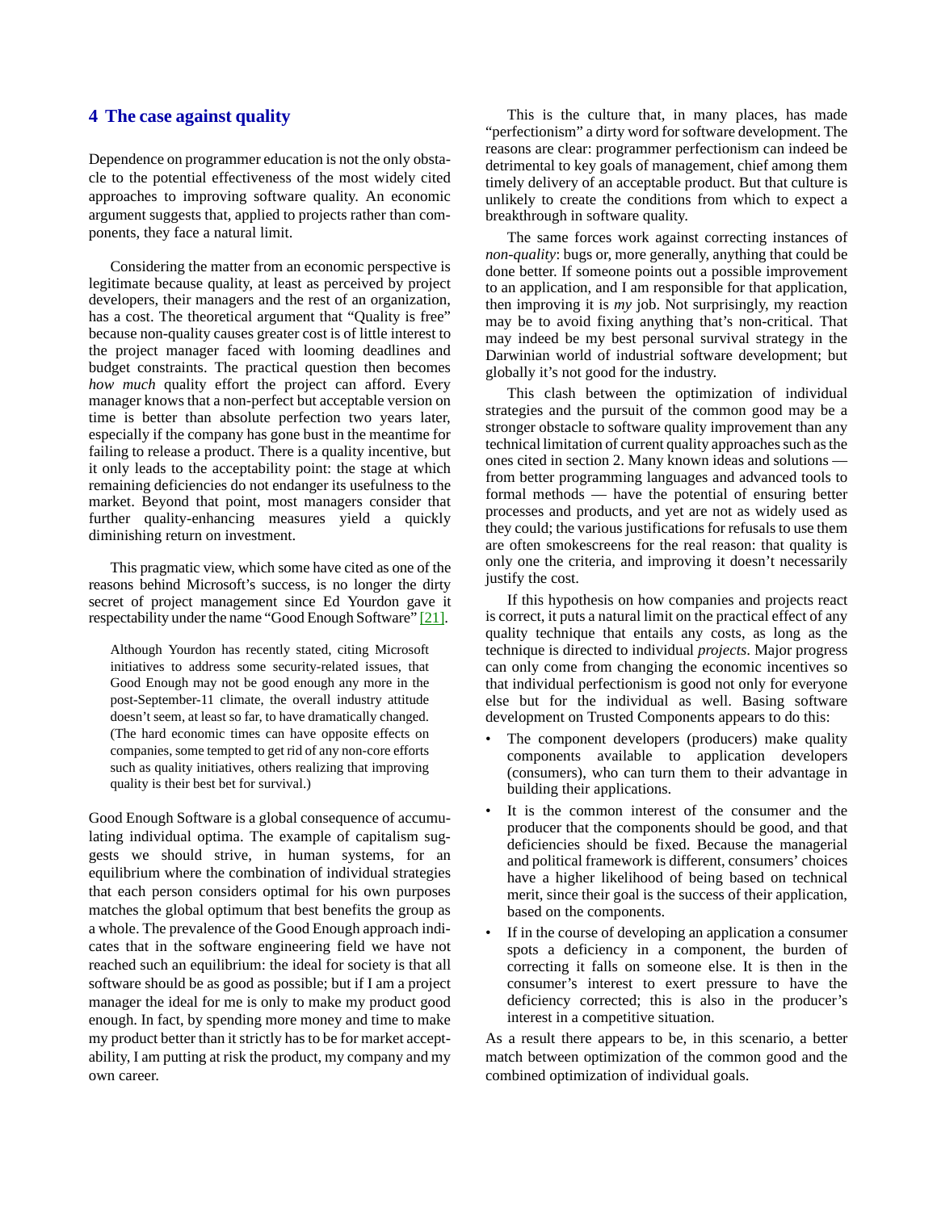## 4 The case against quality

Dependence on programmer education is not the only obstacle to the potential effectiveness of the most widely cited approaches to improving software quality. An economic argument suggests that, applied to projects rather than components, they face a natural limit.

Considering the matter from an economic perspective is legitimate because quality, at least as perceived by project developers, their managers and the rest of an organization, has a cost. The theoretical argument that "Quality is free" because non-quality causes greater cost is of little interest to the project manager faced with looming deadlines and budget constraints. The practical question then becomes *how much* quality effort the project can afford. Every manager knows that a non-perfect but acceptable version on time is better than absolute perfection two years later, especially if the company has gone bust in the meantime for failing to release a product. There is a quality incentive, but it only leads to the acceptability point: the stage at which remaining deficiencies do not endanger its usefulness to the market. Beyond that point, most managers consider that further quality-enhancing measures yield a quickly diminishing return on investment.

This pragmatic view, which some have cited as one of the reasons behind Microsoft's success, is no longer the dirty secret of project management since Ed Yourdon gave it respectability under the name "Good Enough Software" [21].

> Although Yourdon has recently stated, citing Microsoft initiatives to address some security-related issues, that Good Enough may not be good enough any more in the post-September-11 climate, the overall industry attitude doesn't seem, at least so far, to have dramatically changed. (The hard economic times can have opposite effects on companies, some tempted to get rid of any non-core efforts such as quality initiatives, others realizing that improving quality is their best bet for survival.)

Good Enough Software is a global consequence of accumulating individual optima. The example of capitalism suggests we should strive, in human systems, for an equilibrium where the combination of individual strategies that each person considers optimal for his own purposes matches the global optimum that best benefits the group as a whole. The prevalence of the Good Enough approach indicates that in the software engineering field we have not reached such an equilibrium: the ideal for society is that all software should be as good as possible; but if I am a project manager the ideal for me is only to make my product good enough. In fact, by spending more money and time to make my product better than it strictly has to be for market acceptability, I am putting at risk the product, my company and my own career.

This is the culture that, in many places, has made "perfectionism" a dirty word for software development. The reasons are clear: programmer perfectionism can indeed be detrimental to key goals of management, chief among them timely delivery of an acceptable product. But that culture is unlikely to create the conditions from which to expect a breakthrough in software quality.

The same forces work against correcting instances of *non-quality*: bugs or, more generally, anything that could be done better. If someone points out a possible improvement to an application, and I am responsible for that application, then improving it is *my* job. Not surprisingly, my reaction may be to avoid fixing anything that's non-critical. That may indeed be my best personal survival strategy in the Darwinian world of industrial software development; but globally it's not good for the industry.

This clash between the optimization of individual strategies and the pursuit of the common good may be a stronger obstacle to software quality improvement than any technical limitation of current quality approaches such as the ones cited in section 2. Many known ideas and solutions — from better programming languages and advanced tools to formal methods — have the potential of ensuring better processes and products, and yet are not as widely used as they could; the various justifications for refusals to use them are often smokescreens for the real reason: that quality is only one the criteria, and improving it doesn't necessarily justify the cost.

If this hypothesis on how companies and projects react is correct, it puts a natural limit on the practical effect of any quality technique that entails any costs, as long as the technique is directed to individual *projects*. Major progress can only come from changing the economic incentives so that individual perfectionism is good not only for everyone else but for the individual as well. Basing software development on Trusted Components appears to do this:

- The component developers (producers) make quality components available to application developers (consumers), who can turn them to their advantage in building their applications.
- It is the common interest of the consumer and the producer that the components should be good, and that deficiencies should be fixed. Because the managerial and political framework is different, consumers' choices have a higher likelihood of being based on technical merit, since their goal is the success of their application, based on the components.
- If in the course of developing an application a consumer spots a deficiency in a component, the burden of correcting it falls on someone else. It is then in the consumer's interest to exert pressure to have the deficiency corrected; this is also in the producer's interest in a competitive situation.

As a result there appears to be, in this scenario, a better match between optimization of the common good and the combined optimization of individual goals.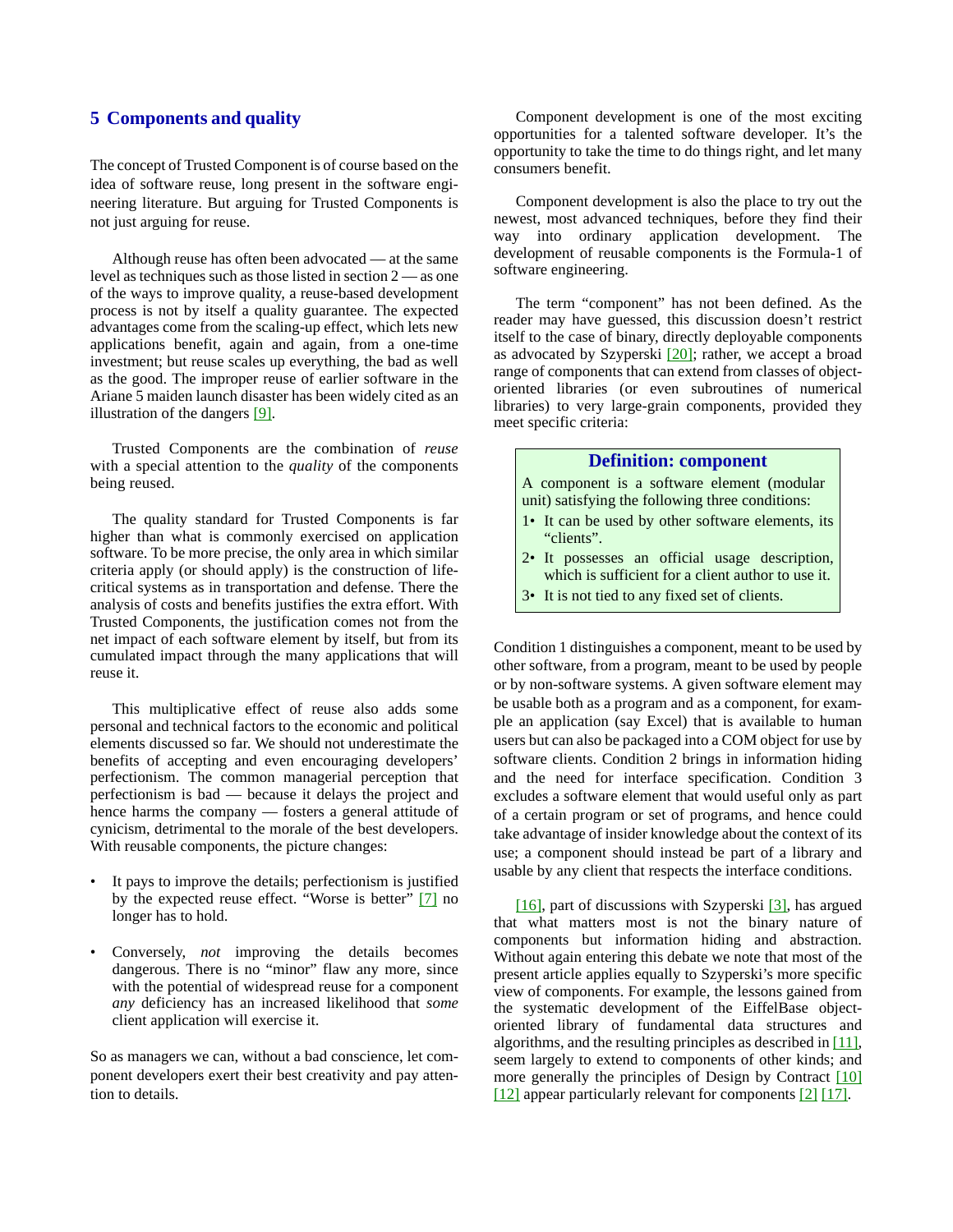## 5 Components and quality

The concept of Trusted Component is of course based on the idea of software reuse, long present in the software engineering literature. But arguing for Trusted Components is not just arguing for reuse.

Although reuse has often been advocated — at the same level as techniques such as those listed in section 2 — as one of the ways to improve quality, a reuse-based development process is not by itself a quality guarantee. The expected advantages come from the scaling-up effect, which lets new applications benefit, again and again, from a one-time investment; but reuse scales up everything, the bad as well as the good. The improper reuse of earlier software in the Ariane 5 maiden launch disaster has been widely cited as an illustration of the dangers [9].

Trusted Components are the combination of *reuse* with a special attention to the *quality* of the components being reused.

The quality standard for Trusted Components is far higher than what is commonly exercised on application software. To be more precise, the only area in which similar criteria apply (or should apply) is the construction of life-critical systems as in transportation and defense. There the analysis of costs and benefits justifies the extra effort. With Trusted Components, the justification comes not from the net impact of each software element by itself, but from its cumulated impact through the many applications that will reuse it.

This multiplicative effect of reuse also adds some personal and technical factors to the economic and political elements discussed so far. We should not underestimate the benefits of accepting and even encouraging developers' perfectionism. The common managerial perception that perfectionism is bad — because it delays the project and hence harms the company — fosters a general attitude of cynicism, detrimental to the morale of the best developers. With reusable components, the picture changes:

- It pays to improve the details; perfectionism is justified by the expected reuse effect. "Worse is better" [7] no longer has to hold.
- Conversely, *not* improving the details becomes dangerous. There is no "minor" flaw any more, since with the potential of widespread reuse for a component *any* deficiency has an increased likelihood that *some* client application will exercise it.

So as managers we can, without a bad conscience, let component developers exert their best creativity and pay attention to details.

Component development is one of the most exciting opportunities for a talented software developer. It's the opportunity to take the time to do things right, and let many consumers benefit.

Component development is also the place to try out the newest, most advanced techniques, before they find their way into ordinary application development. The development of reusable components is the Formula-1 of software engineering.

The term "component" has not been defined. As the reader may have guessed, this discussion doesn't restrict itself to the case of binary, directly deployable components as advocated by Szyperski [20]; rather, we accept a broad range of components that can extend from classes of object-oriented libraries (or even subroutines of numerical libraries) to very large-grain components, provided they meet specific criteria:

> **Definition: component**
>
> A component is a software element (modular unit) satisfying the following three conditions:
>
> 1• It can be used by other software elements, its "clients".
>
> 2• It possesses an official usage description, which is sufficient for a client author to use it.
>
> 3• It is not tied to any fixed set of clients.

Condition 1 distinguishes a component, meant to be used by other software, from a program, meant to be used by people or by non-software systems. A given software element may be usable both as a program and as a component, for example an application (say Excel) that is available to human users but can also be packaged into a COM object for use by software clients. Condition 2 brings in information hiding and the need for interface specification. Condition 3 excludes a software element that would useful only as part of a certain program or set of programs, and hence could take advantage of insider knowledge about the context of its use; a component should instead be part of a library and usable by any client that respects the interface conditions.

[16], part of discussions with Szyperski [3], has argued that what matters most is not the binary nature of components but information hiding and abstraction. Without again entering this debate we note that most of the present article applies equally to Szyperski's more specific view of components. For example, the lessons gained from the systematic development of the EiffelBase object-oriented library of fundamental data structures and algorithms, and the resulting principles as described in [11], seem largely to extend to components of other kinds; and more generally the principles of Design by Contract [10] [12] appear particularly relevant for components [2] [17].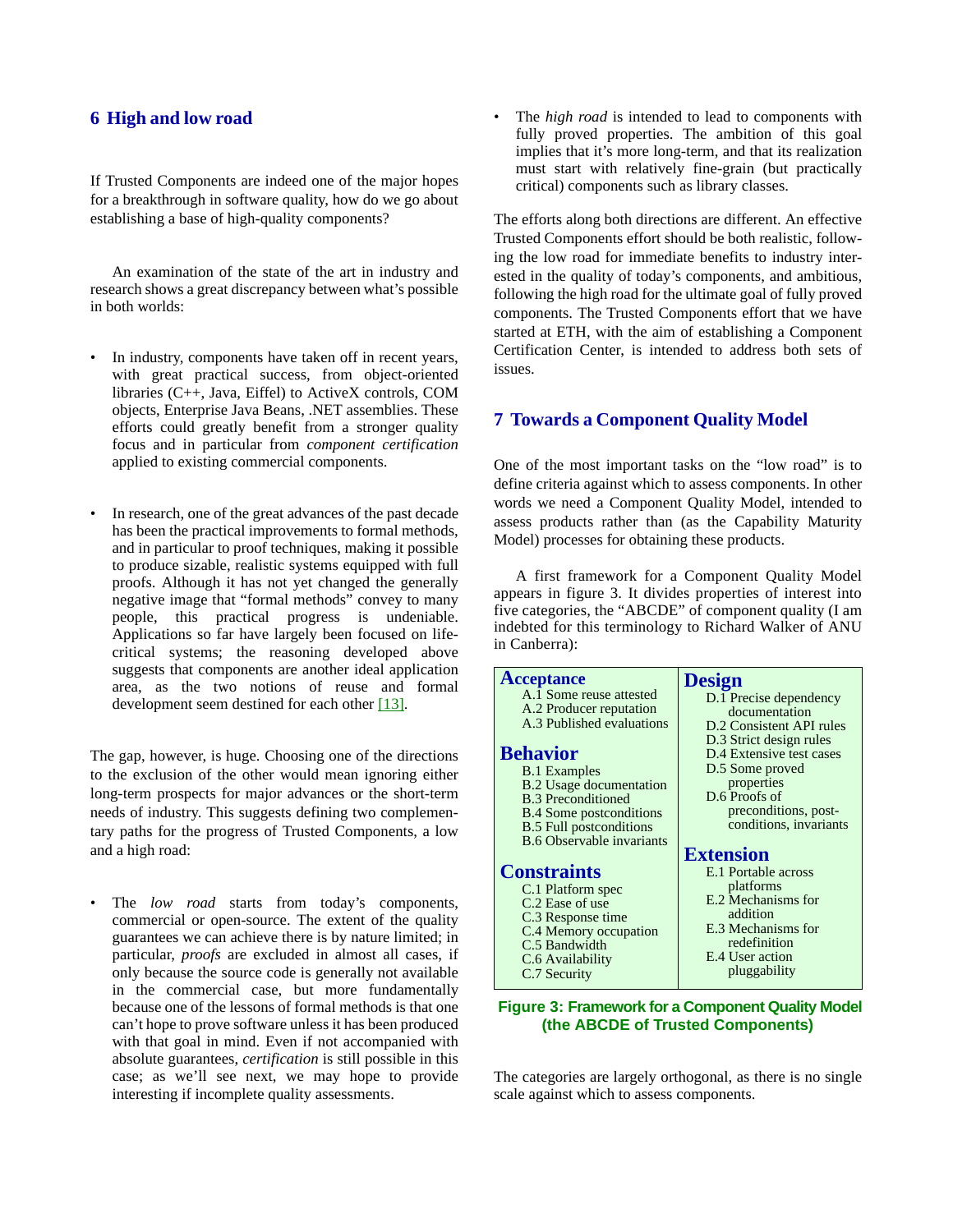## 6 High and low road

If Trusted Components are indeed one of the major hopes for a breakthrough in software quality, how do we go about establishing a base of high-quality components?

An examination of the state of the art in industry and research shows a great discrepancy between what's possible in both worlds:

- In industry, components have taken off in recent years, with great practical success, from object-oriented libraries (C++, Java, Eiffel) to ActiveX controls, COM objects, Enterprise Java Beans, .NET assemblies. These efforts could greatly benefit from a stronger quality focus and in particular from *component certification* applied to existing commercial components.

- In research, one of the great advances of the past decade has been the practical improvements to formal methods, and in particular to proof techniques, making it possible to produce sizable, realistic systems equipped with full proofs. Although it has not yet changed the generally negative image that "formal methods" convey to many people, this practical progress is undeniable. Applications so far have largely been focused on life-critical systems; the reasoning developed above suggests that components are another ideal application area, as the two notions of reuse and formal development seem destined for each other [13].

The gap, however, is huge. Choosing one of the directions to the exclusion of the other would mean ignoring either long-term prospects for major advances or the short-term needs of industry. This suggests defining two complementary paths for the progress of Trusted Components, a low and a high road:

- The *low road* starts from today's components, commercial or open-source. The extent of the quality guarantees we can achieve there is by nature limited; in particular, *proofs* are excluded in almost all cases, if only because the source code is generally not available in the commercial case, but more fundamentally because one of the lessons of formal methods is that one can't hope to prove software unless it has been produced with that goal in mind. Even if not accompanied with absolute guarantees, *certification* is still possible in this case; as we'll see next, we may hope to provide interesting if incomplete quality assessments.

- The *high road* is intended to lead to components with fully proved properties. The ambition of this goal implies that it's more long-term, and that its realization must start with relatively fine-grain (but practically critical) components such as library classes.

The efforts along both directions are different. An effective Trusted Components effort should be both realistic, following the low road for immediate benefits to industry interested in the quality of today's components, and ambitious, following the high road for the ultimate goal of fully proved components. The Trusted Components effort that we have started at ETH, with the aim of establishing a Component Certification Center, is intended to address both sets of issues.

## 7 Towards a Component Quality Model

One of the most important tasks on the "low road" is to define criteria against which to assess components. In other words we need a Component Quality Model, intended to assess products rather than (as the Capability Maturity Model) processes for obtaining these products.

A first framework for a Component Quality Model appears in figure 3. It divides properties of interest into five categories, the "ABCDE" of component quality (I am indebted for this terminology to Richard Walker of ANU in Canberra):

| | |
|---|---|
| **Acceptance**<br>A.1 Some reuse attested<br>A.2 Producer reputation<br>A.3 Published evaluations<br><br>**Behavior**<br>B.1 Examples<br>B.2 Usage documentation<br>B.3 Preconditioned<br>B.4 Some postconditions<br>B.5 Full postconditions<br>B.6 Observable invariants<br><br>**Constraints**<br>C.1 Platform spec<br>C.2 Ease of use<br>C.3 Response time<br>C.4 Memory occupation<br>C.5 Bandwidth<br>C.6 Availability<br>C.7 Security | **Design**<br>D.1 Precise dependency documentation<br>D.2 Consistent API rules<br>D.3 Strict design rules<br>D.4 Extensive test cases<br>D.5 Some proved properties<br>D.6 Proofs of preconditions, post-conditions, invariants<br><br>**Extension**<br>E.1 Portable across platforms<br>E.2 Mechanisms for addition<br>E.3 Mechanisms for redefinition<br>E.4 User action pluggability |

**Figure 3: Framework for a Component Quality Model (the ABCDE of Trusted Components)**

The categories are largely orthogonal, as there is no single scale against which to assess components.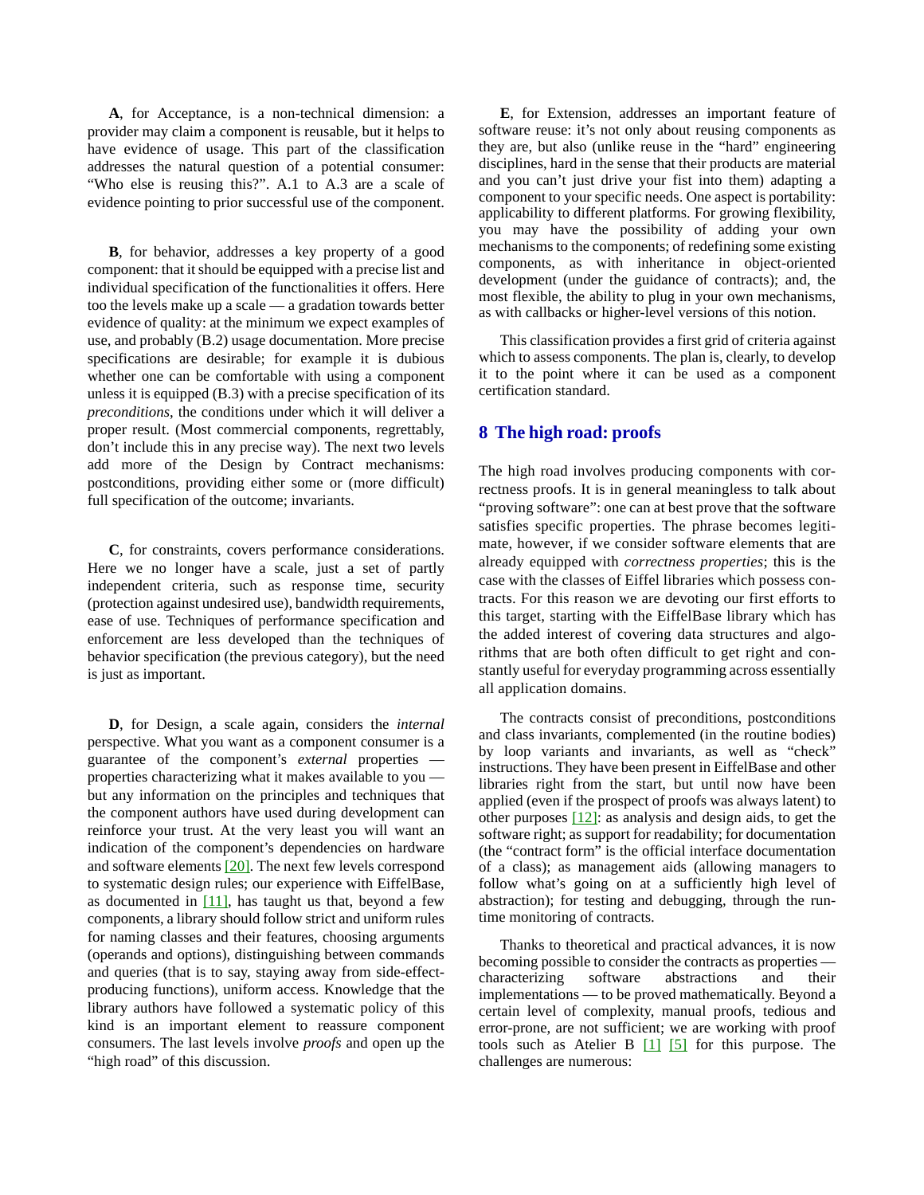**A**, for Acceptance, is a non-technical dimension: a provider may claim a component is reusable, but it helps to have evidence of usage. This part of the classification addresses the natural question of a potential consumer: "Who else is reusing this?". A.1 to A.3 are a scale of evidence pointing to prior successful use of the component.

**B**, for behavior, addresses a key property of a good component: that it should be equipped with a precise list and individual specification of the functionalities it offers. Here too the levels make up a scale — a gradation towards better evidence of quality: at the minimum we expect examples of use, and probably (B.2) usage documentation. More precise specifications are desirable; for example it is dubious whether one can be comfortable with using a component unless it is equipped (B.3) with a precise specification of its *preconditions*, the conditions under which it will deliver a proper result. (Most commercial components, regrettably, don't include this in any precise way). The next two levels add more of the Design by Contract mechanisms: postconditions, providing either some or (more difficult) full specification of the outcome; invariants.

**C**, for constraints, covers performance considerations. Here we no longer have a scale, just a set of partly independent criteria, such as response time, security (protection against undesired use), bandwidth requirements, ease of use. Techniques of performance specification and enforcement are less developed than the techniques of behavior specification (the previous category), but the need is just as important.

**D**, for Design, a scale again, considers the *internal* perspective. What you want as a component consumer is a guarantee of the component's *external* properties — properties characterizing what it makes available to you — but any information on the principles and techniques that the component authors have used during development can reinforce your trust. At the very least you will want an indication of the component's dependencies on hardware and software elements [20]. The next few levels correspond to systematic design rules; our experience with EiffelBase, as documented in [11], has taught us that, beyond a few components, a library should follow strict and uniform rules for naming classes and their features, choosing arguments (operands and options), distinguishing between commands and queries (that is to say, staying away from side-effect-producing functions), uniform access. Knowledge that the library authors have followed a systematic policy of this kind is an important element to reassure component consumers. The last levels involve *proofs* and open up the "high road" of this discussion.

**E**, for Extension, addresses an important feature of software reuse: it's not only about reusing components as they are, but also (unlike reuse in the "hard" engineering disciplines, hard in the sense that their products are material and you can't just drive your fist into them) adapting a component to your specific needs. One aspect is portability: applicability to different platforms. For growing flexibility, you may have the possibility of adding your own mechanisms to the components; of redefining some existing components, as with inheritance in object-oriented development (under the guidance of contracts); and, the most flexible, the ability to plug in your own mechanisms, as with callbacks or higher-level versions of this notion.

This classification provides a first grid of criteria against which to assess components. The plan is, clearly, to develop it to the point where it can be used as a component certification standard.

## 8 The high road: proofs

The high road involves producing components with correctness proofs. It is in general meaningless to talk about "proving software": one can at best prove that the software satisfies specific properties. The phrase becomes legitimate, however, if we consider software elements that are already equipped with *correctness properties*; this is the case with the classes of Eiffel libraries which possess contracts. For this reason we are devoting our first efforts to this target, starting with the EiffelBase library which has the added interest of covering data structures and algorithms that are both often difficult to get right and constantly useful for everyday programming across essentially all application domains.

The contracts consist of preconditions, postconditions and class invariants, complemented (in the routine bodies) by loop variants and invariants, as well as "check" instructions. They have been present in EiffelBase and other libraries right from the start, but until now have been applied (even if the prospect of proofs was always latent) to other purposes [12]: as analysis and design aids, to get the software right; as support for readability; for documentation (the "contract form" is the official interface documentation of a class); as management aids (allowing managers to follow what's going on at a sufficiently high level of abstraction); for testing and debugging, through the run-time monitoring of contracts.

Thanks to theoretical and practical advances, it is now becoming possible to consider the contracts as properties — characterizing software abstractions and their implementations — to be proved mathematically. Beyond a certain level of complexity, manual proofs, tedious and error-prone, are not sufficient; we are working with proof tools such as Atelier B [1] [5] for this purpose. The challenges are numerous: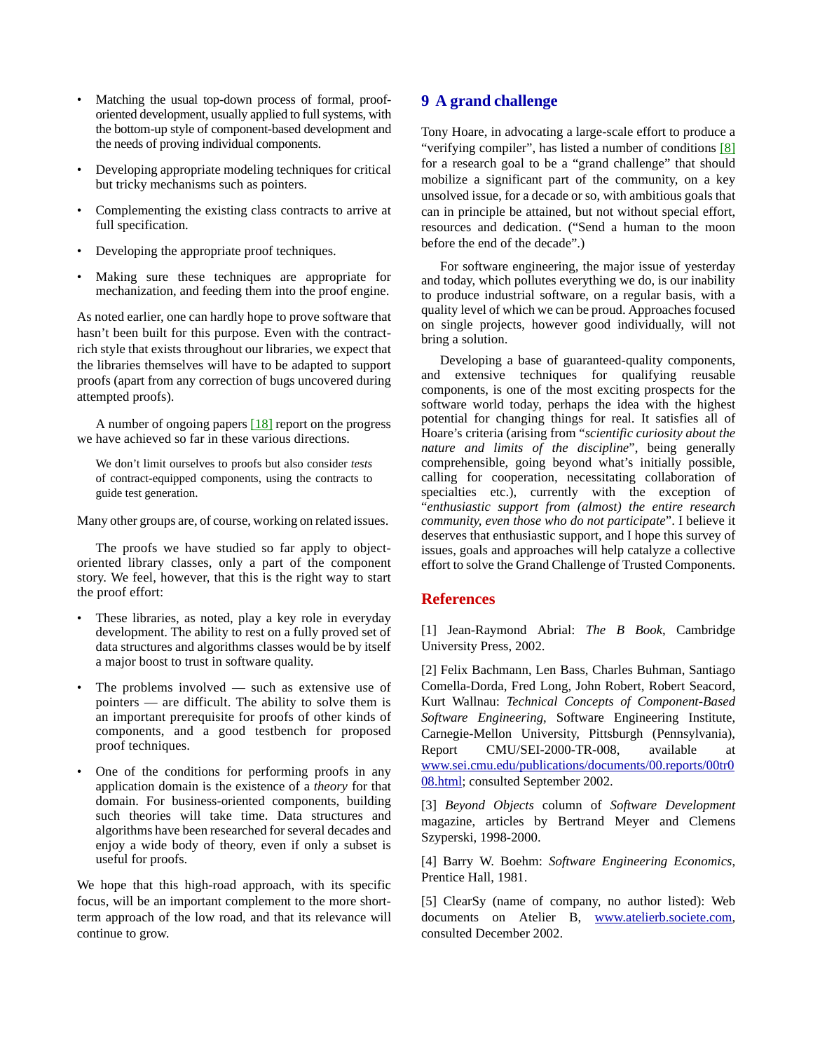- Matching the usual top-down process of formal, proof-oriented development, usually applied to full systems, with the bottom-up style of component-based development and the needs of proving individual components.
- Developing appropriate modeling techniques for critical but tricky mechanisms such as pointers.
- Complementing the existing class contracts to arrive at full specification.
- Developing the appropriate proof techniques.
- Making sure these techniques are appropriate for mechanization, and feeding them into the proof engine.

As noted earlier, one can hardly hope to prove software that hasn't been built for this purpose. Even with the contract-rich style that exists throughout our libraries, we expect that the libraries themselves will have to be adapted to support proofs (apart from any correction of bugs uncovered during attempted proofs).

A number of ongoing papers [18] report on the progress we have achieved so far in these various directions.

> We don't limit ourselves to proofs but also consider *tests* of contract-equipped components, using the contracts to guide test generation.

Many other groups are, of course, working on related issues.

The proofs we have studied so far apply to object-oriented library classes, only a part of the component story. We feel, however, that this is the right way to start the proof effort:

- These libraries, as noted, play a key role in everyday development. The ability to rest on a fully proved set of data structures and algorithms classes would be by itself a major boost to trust in software quality.
- The problems involved — such as extensive use of pointers — are difficult. The ability to solve them is an important prerequisite for proofs of other kinds of components, and a good testbench for proposed proof techniques.
- One of the conditions for performing proofs in any application domain is the existence of a *theory* for that domain. For business-oriented components, building such theories will take time. Data structures and algorithms have been researched for several decades and enjoy a wide body of theory, even if only a subset is useful for proofs.

We hope that this high-road approach, with its specific focus, will be an important complement to the more short-term approach of the low road, and that its relevance will continue to grow.

## 9 A grand challenge

Tony Hoare, in advocating a large-scale effort to produce a "verifying compiler", has listed a number of conditions [8] for a research goal to be a "grand challenge" that should mobilize a significant part of the community, on a key unsolved issue, for a decade or so, with ambitious goals that can in principle be attained, but not without special effort, resources and dedication. ("Send a human to the moon before the end of the decade".)

For software engineering, the major issue of yesterday and today, which pollutes everything we do, is our inability to produce industrial software, on a regular basis, with a quality level of which we can be proud. Approaches focused on single projects, however good individually, will not bring a solution.

Developing a base of guaranteed-quality components, and extensive techniques for qualifying reusable components, is one of the most exciting prospects for the software world today, perhaps the idea with the highest potential for changing things for real. It satisfies all of Hoare's criteria (arising from "*scientific curiosity about the nature and limits of the discipline*", being generally comprehensible, going beyond what's initially possible, calling for cooperation, necessitating collaboration of specialties etc.), currently with the exception of "*enthusiastic support from (almost) the entire research community, even those who do not participate*". I believe it deserves that enthusiastic support, and I hope this survey of issues, goals and approaches will help catalyze a collective effort to solve the Grand Challenge of Trusted Components.

## References

[1] Jean-Raymond Abrial: *The B Book*, Cambridge University Press, 2002.

[2] Felix Bachmann, Len Bass, Charles Buhman, Santiago Comella-Dorda, Fred Long, John Robert, Robert Seacord, Kurt Wallnau: *Technical Concepts of Component-Based Software Engineering*, Software Engineering Institute, Carnegie-Mellon University, Pittsburgh (Pennsylvania), Report CMU/SEI-2000-TR-008, available at www.sei.cmu.edu/publications/documents/00.reports/00tr008.html; consulted September 2002.

[3] *Beyond Objects* column of *Software Development* magazine, articles by Bertrand Meyer and Clemens Szyperski, 1998-2000.

[4] Barry W. Boehm: *Software Engineering Economics*, Prentice Hall, 1981.

[5] ClearSy (name of company, no author listed): Web documents on Atelier B, www.atelierb.societe.com, consulted December 2002.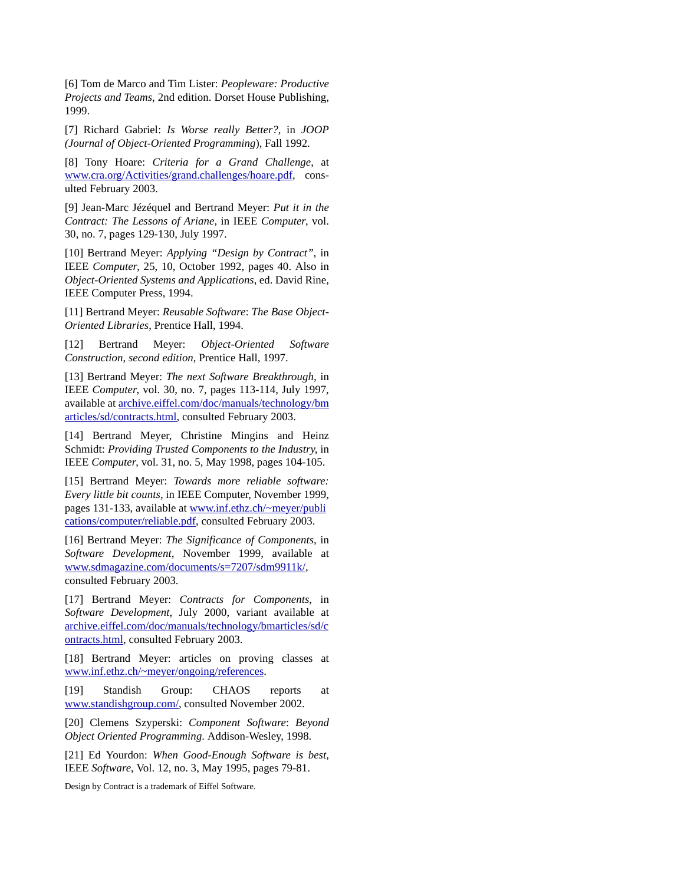[6] Tom de Marco and Tim Lister: *Peopleware: Productive Projects and Teams*, 2nd edition. Dorset House Publishing, 1999.

[7] Richard Gabriel: *Is Worse really Better?*, in *JOOP (Journal of Object-Oriented Programming*), Fall 1992.

[8] Tony Hoare: *Criteria for a Grand Challenge*, at www.cra.org/Activities/grand.challenges/hoare.pdf, consulted February 2003.

[9] Jean-Marc Jézéquel and Bertrand Meyer: *Put it in the Contract: The Lessons of Ariane*, in IEEE *Computer*, vol. 30, no. 7, pages 129-130, July 1997.

[10] Bertrand Meyer: *Applying "Design by Contract"*, in IEEE *Computer*, 25, 10, October 1992, pages 40. Also in *Object-Oriented Systems and Applications*, ed. David Rine, IEEE Computer Press, 1994.

[11] Bertrand Meyer: *Reusable Software*: *The Base Object-Oriented Libraries*, Prentice Hall, 1994.

[12] Bertrand Meyer: *Object-Oriented Software Construction*, *second edition*, Prentice Hall, 1997.

[13] Bertrand Meyer: *The next Software Breakthrough*, in IEEE *Computer*, vol. 30, no. 7, pages 113-114, July 1997, available at archive.eiffel.com/doc/manuals/technology/bmarticles/sd/contracts.html, consulted February 2003.

[14] Bertrand Meyer, Christine Mingins and Heinz Schmidt: *Providing Trusted Components to the Industry*, in IEEE *Computer*, vol. 31, no. 5, May 1998, pages 104-105.

[15] Bertrand Meyer: *Towards more reliable software: Every little bit counts*, in IEEE Computer, November 1999, pages 131-133, available at www.inf.ethz.ch/~meyer/publications/computer/reliable.pdf, consulted February 2003.

[16] Bertrand Meyer: *The Significance of Components*, in *Software Development*, November 1999, available at www.sdmagazine.com/documents/s=7207/sdm9911k/, consulted February 2003.

[17] Bertrand Meyer: *Contracts for Components*, in *Software Development*, July 2000, variant available at archive.eiffel.com/doc/manuals/technology/bmarticles/sd/contracts.html, consulted February 2003.

[18] Bertrand Meyer: articles on proving classes at www.inf.ethz.ch/~meyer/ongoing/references.

[19] Standish Group: CHAOS reports at www.standishgroup.com/, consulted November 2002.

[20] Clemens Szyperski: *Component Software*: *Beyond Object Oriented Programming*. Addison-Wesley, 1998.

[21] Ed Yourdon: *When Good-Enough Software is best*, IEEE *Software*, Vol. 12, no. 3, May 1995, pages 79-81.

Design by Contract is a trademark of Eiffel Software.